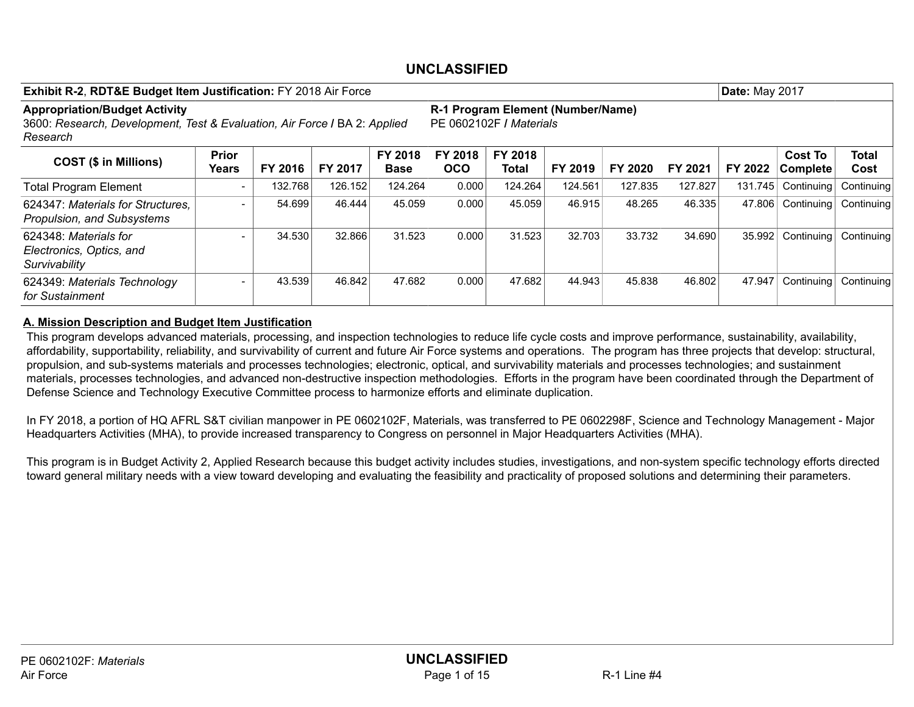UNCLASSIFIED

**Exhibit R-2, RDT&E Budget Item Justification:** FY 2018 Air Force | **Date:** May 2017

**Appropriation/Budget Activity**
3600: *Research, Development, Test & Evaluation, Air Force* / BA 2: *Applied Research*

**R-1 Program Element (Number/Name)**
PE 0602102F / *Materials*

| COST ($ in Millions) | Prior Years | FY 2016 | FY 2017 | FY 2018 Base | FY 2018 OCO | FY 2018 Total | FY 2019 | FY 2020 | FY 2021 | FY 2022 | Cost To Complete | Total Cost |
|---|---|---|---|---|---|---|---|---|---|---|---|---|
| Total Program Element | - | 132.768 | 126.152 | 124.264 | 0.000 | 124.264 | 124.561 | 127.835 | 127.827 | 131.745 | Continuing | Continuing |
| 624347: *Materials for Structures, Propulsion, and Subsystems* | - | 54.699 | 46.444 | 45.059 | 0.000 | 45.059 | 46.915 | 48.265 | 46.335 | 47.806 | Continuing | Continuing |
| 624348: *Materials for Electronics, Optics, and Survivability* | - | 34.530 | 32.866 | 31.523 | 0.000 | 31.523 | 32.703 | 33.732 | 34.690 | 35.992 | Continuing | Continuing |
| 624349: *Materials Technology for Sustainment* | - | 43.539 | 46.842 | 47.682 | 0.000 | 47.682 | 44.943 | 45.838 | 46.802 | 47.947 | Continuing | Continuing |

## A. Mission Description and Budget Item Justification

This program develops advanced materials, processing, and inspection technologies to reduce life cycle costs and improve performance, sustainability, availability, affordability, supportability, reliability, and survivability of current and future Air Force systems and operations. The program has three projects that develop: structural, propulsion, and sub-systems materials and processes technologies; electronic, optical, and survivability materials and processes technologies; and sustainment materials, processes technologies, and advanced non-destructive inspection methodologies. Efforts in the program have been coordinated through the Department of Defense Science and Technology Executive Committee process to harmonize efforts and eliminate duplication.

In FY 2018, a portion of HQ AFRL S&T civilian manpower in PE 0602102F, Materials, was transferred to PE 0602298F, Science and Technology Management - Major Headquarters Activities (MHA), to provide increased transparency to Congress on personnel in Major Headquarters Activities (MHA).

This program is in Budget Activity 2, Applied Research because this budget activity includes studies, investigations, and non-system specific technology efforts directed toward general military needs with a view toward developing and evaluating the feasibility and practicality of proposed solutions and determining their parameters.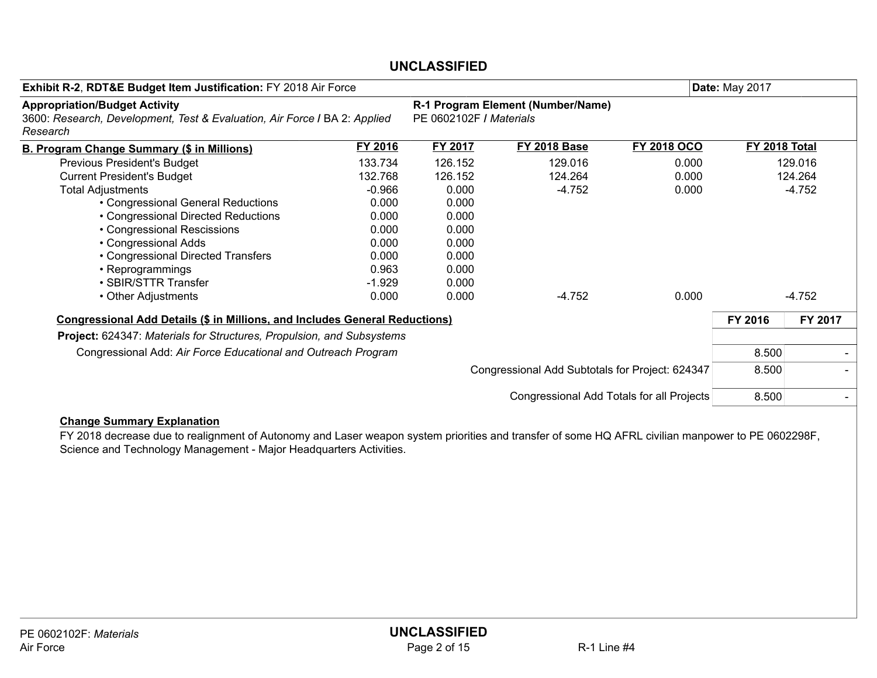**UNCLASSIFIED**

| **Exhibit R-2, RDT&E Budget Item Justification:** FY 2018 Air Force | **Date:** May 2017 |
|---|---|

| **Appropriation/Budget Activity** | **R-1 Program Element (Number/Name)** |
|---|---|
| 3600: *Research, Development, Test & Evaluation, Air Force* / BA 2: *Applied Research* | PE 0602102F / *Materials* |

| **B. Program Change Summary ($ in Millions)** | **FY 2016** | **FY 2017** | **FY 2018 Base** | **FY 2018 OCO** | **FY 2018 Total** |
|---|---|---|---|---|---|
| Previous President's Budget | 133.734 | 126.152 | 129.016 | 0.000 | 129.016 |
| Current President's Budget | 132.768 | 126.152 | 124.264 | 0.000 | 124.264 |
| Total Adjustments | -0.966 | 0.000 | -4.752 | 0.000 | -4.752 |
| • Congressional General Reductions | 0.000 | 0.000 | | | |
| • Congressional Directed Reductions | 0.000 | 0.000 | | | |
| • Congressional Rescissions | 0.000 | 0.000 | | | |
| • Congressional Adds | 0.000 | 0.000 | | | |
| • Congressional Directed Transfers | 0.000 | 0.000 | | | |
| • Reprogrammings | 0.963 | 0.000 | | | |
| • SBIR/STTR Transfer | -1.929 | 0.000 | | | |
| • Other Adjustments | 0.000 | 0.000 | -4.752 | 0.000 | -4.752 |

| **Congressional Add Details ($ in Millions, and Includes General Reductions)** | **FY 2016** | **FY 2017** |
|---|---|---|
| **Project:** 624347: *Materials for Structures, Propulsion, and Subsystems* | | |
| Congressional Add: *Air Force Educational and Outreach Program* | 8.500 | - |
| Congressional Add Subtotals for Project: 624347 | 8.500 | - |
| Congressional Add Totals for all Projects | 8.500 | - |

**Change Summary Explanation**

FY 2018 decrease due to realignment of Autonomy and Laser weapon system priorities and transfer of some HQ AFRL civilian manpower to PE 0602298F, Science and Technology Management - Major Headquarters Activities.

**UNCLASSIFIED**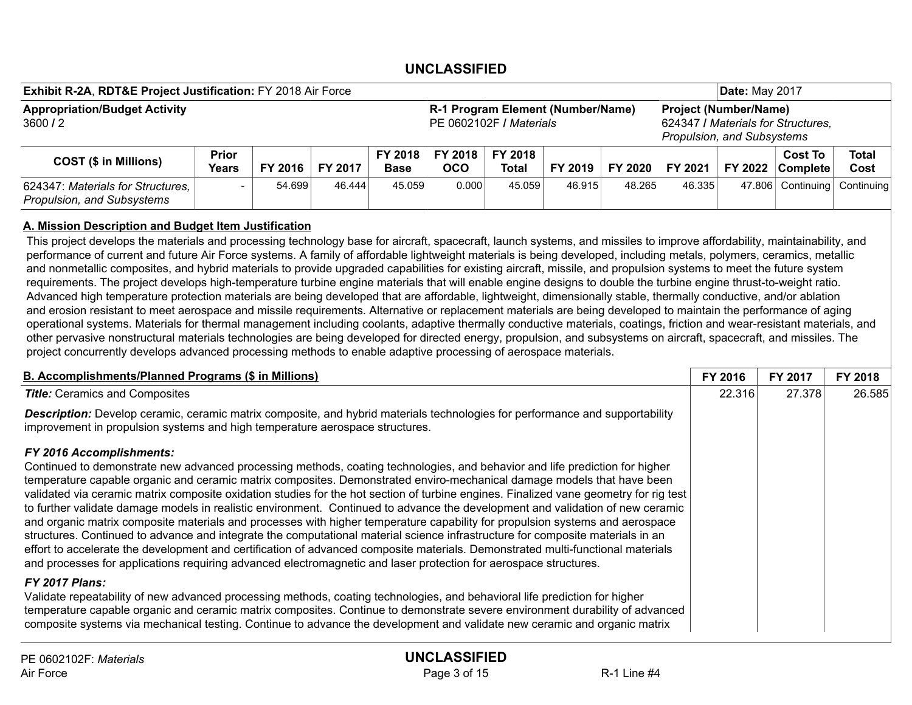**UNCLASSIFIED**

| **Exhibit R-2A, RDT&E Project Justification:** FY 2018 Air Force | | | **Date:** May 2017 |
|---|---|---|---|
| **Appropriation/Budget Activity** 3600 / 2 | **R-1 Program Element (Number/Name)** PE 0602102F / *Materials* | **Project (Number/Name)** 624347 / *Materials for Structures, Propulsion, and Subsystems* | |

| COST ($ in Millions) | Prior Years | FY 2016 | FY 2017 | FY 2018 Base | FY 2018 OCO | FY 2018 Total | FY 2019 | FY 2020 | FY 2021 | FY 2022 | Cost To Complete | Total Cost |
|---|---|---|---|---|---|---|---|---|---|---|---|---|
| 624347: *Materials for Structures, Propulsion, and Subsystems* | - | 54.699 | 46.444 | 45.059 | 0.000 | 45.059 | 46.915 | 48.265 | 46.335 | 47.806 | Continuing | Continuing |

## A. Mission Description and Budget Item Justification

This project develops the materials and processing technology base for aircraft, spacecraft, launch systems, and missiles to improve affordability, maintainability, and performance of current and future Air Force systems. A family of affordable lightweight materials is being developed, including metals, polymers, ceramics, metallic and nonmetallic composites, and hybrid materials to provide upgraded capabilities for existing aircraft, missile, and propulsion systems to meet the future system requirements. The project develops high-temperature turbine engine materials that will enable engine designs to double the turbine engine thrust-to-weight ratio. Advanced high temperature protection materials are being developed that are affordable, lightweight, dimensionally stable, thermally conductive, and/or ablation and erosion resistant to meet aerospace and missile requirements. Alternative or replacement materials are being developed to maintain the performance of aging operational systems. Materials for thermal management including coolants, adaptive thermally conductive materials, coatings, friction and wear-resistant materials, and other pervasive nonstructural materials technologies are being developed for directed energy, propulsion, and subsystems on aircraft, spacecraft, and missiles. The project concurrently develops advanced processing methods to enable adaptive processing of aerospace materials.

## B. Accomplishments/Planned Programs ($ in Millions)

| | FY 2016 | FY 2017 | FY 2018 |
|---|---|---|---|
| ***Title:*** Ceramics and Composites | 22.316 | 27.378 | 26.585 |

***Description:*** Develop ceramic, ceramic matrix composite, and hybrid materials technologies for performance and supportability improvement in propulsion systems and high temperature aerospace structures.

***FY 2016 Accomplishments:***

Continued to demonstrate new advanced processing methods, coating technologies, and behavior and life prediction for higher temperature capable organic and ceramic matrix composites. Demonstrated enviro-mechanical damage models that have been validated via ceramic matrix composite oxidation studies for the hot section of turbine engines. Finalized vane geometry for rig test to further validate damage models in realistic environment. Continued to advance the development and validation of new ceramic and organic matrix composite materials and processes with higher temperature capability for propulsion systems and aerospace structures. Continued to advance and integrate the computational material science infrastructure for composite materials in an effort to accelerate the development and certification of advanced composite materials. Demonstrated multi-functional materials and processes for applications requiring advanced electromagnetic and laser protection for aerospace structures.

***FY 2017 Plans:***

Validate repeatability of new advanced processing methods, coating technologies, and behavioral life prediction for higher temperature capable organic and ceramic matrix composites. Continue to demonstrate severe environment durability of advanced composite systems via mechanical testing. Continue to advance the development and validate new ceramic and organic matrix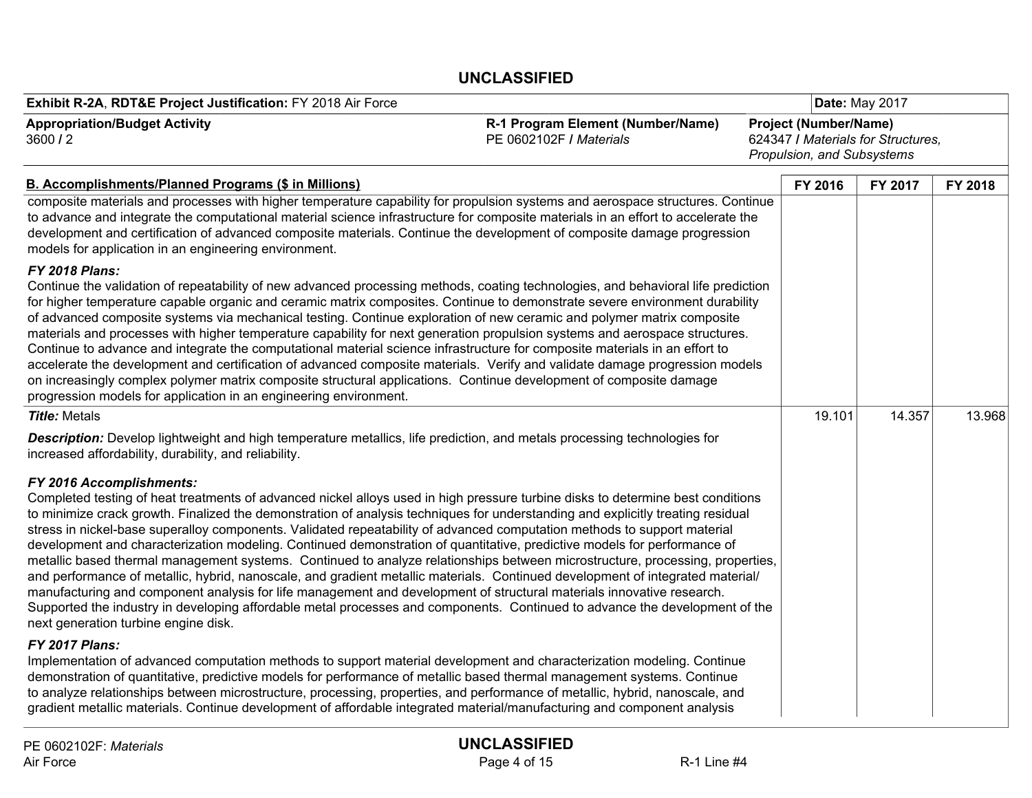**Exhibit R-2A, RDT&E Project Justification:** FY 2018 Air Force | **Date:** May 2017

**Appropriation/Budget Activity**
3600 / 2

**R-1 Program Element (Number/Name)**
PE 0602102F / *Materials*

**Project (Number/Name)**
624347 / *Materials for Structures, Propulsion, and Subsystems*

| B. Accomplishments/Planned Programs ($ in Millions) | FY 2016 | FY 2017 | FY 2018 |
|---|---|---|---|
| composite materials and processes with higher temperature capability for propulsion systems and aerospace structures. Continue to advance and integrate the computational material science infrastructure for composite materials in an effort to accelerate the development and certification of advanced composite materials. Continue the development of composite damage progression models for application in an engineering environment.<br><br>***FY 2018 Plans:***<br>Continue the validation of repeatability of new advanced processing methods, coating technologies, and behavioral life prediction for higher temperature capable organic and ceramic matrix composites. Continue to demonstrate severe environment durability of advanced composite systems via mechanical testing. Continue exploration of new ceramic and polymer matrix composite materials and processes with higher temperature capability for next generation propulsion systems and aerospace structures. Continue to advance and integrate the computational material science infrastructure for composite materials in an effort to accelerate the development and certification of advanced composite materials. Verify and validate damage progression models on increasingly complex polymer matrix composite structural applications. Continue development of composite damage progression models for application in an engineering environment. | | | |
| ***Title:*** Metals<br><br>***Description:*** Develop lightweight and high temperature metallics, life prediction, and metals processing technologies for increased affordability, durability, and reliability.<br><br>***FY 2016 Accomplishments:***<br>Completed testing of heat treatments of advanced nickel alloys used in high pressure turbine disks to determine best conditions to minimize crack growth. Finalized the demonstration of analysis techniques for understanding and explicitly treating residual stress in nickel-base superalloy components. Validated repeatability of advanced computation methods to support material development and characterization modeling. Continued demonstration of quantitative, predictive models for performance of metallic based thermal management systems. Continued to analyze relationships between microstructure, processing, properties, and performance of metallic, hybrid, nanoscale, and gradient metallic materials. Continued development of integrated material/manufacturing and component analysis for life management and development of structural materials innovative research. Supported the industry in developing affordable metal processes and components. Continued to advance the development of the next generation turbine engine disk.<br><br>***FY 2017 Plans:***<br>Implementation of advanced computation methods to support material development and characterization modeling. Continue demonstration of quantitative, predictive models for performance of metallic based thermal management systems. Continue to analyze relationships between microstructure, processing, properties, and performance of metallic, hybrid, nanoscale, and gradient metallic materials. Continue development of affordable integrated material/manufacturing and component analysis | 19.101 | 14.357 | 13.968 |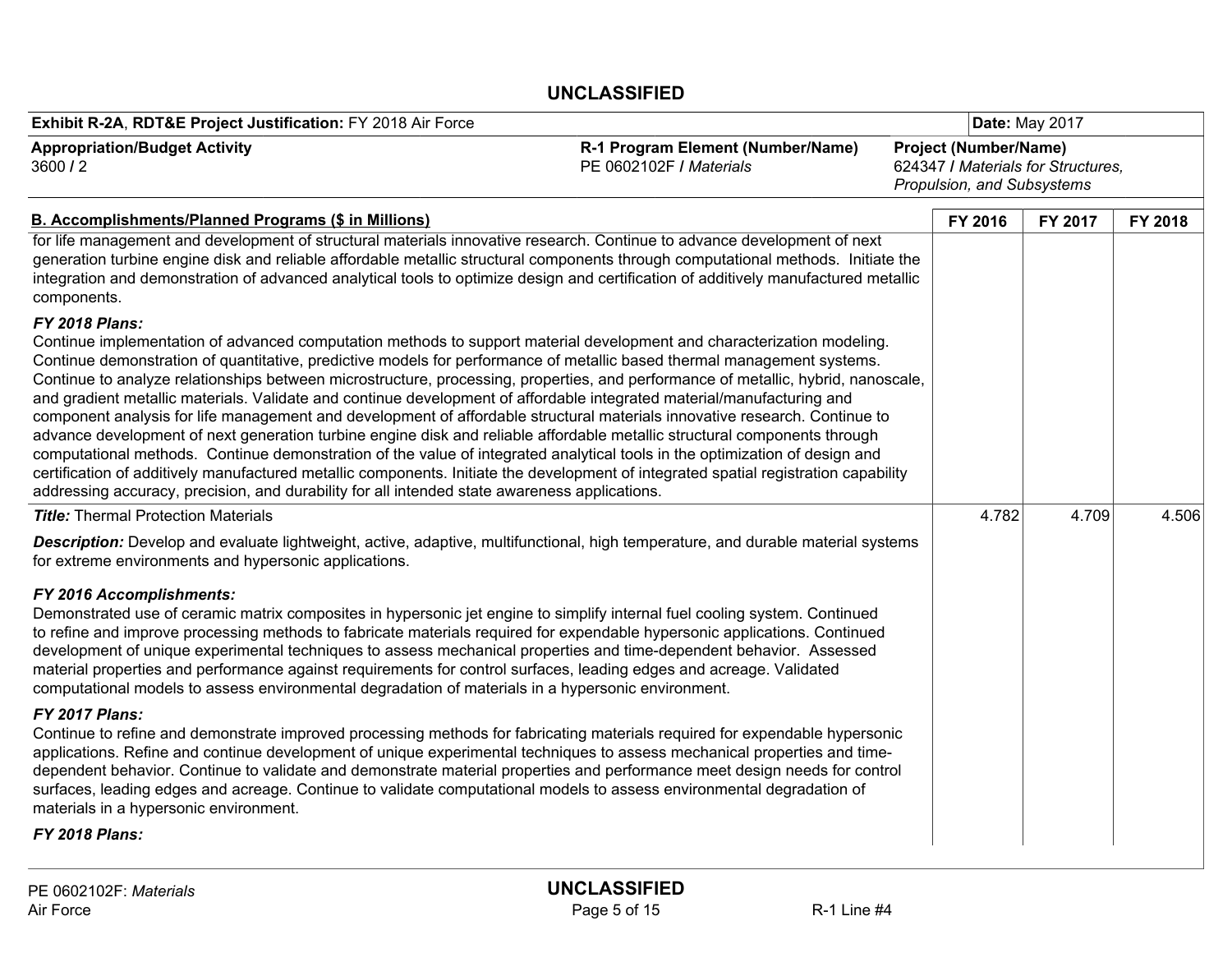**UNCLASSIFIED**

| Exhibit R-2A, RDT&E Project Justification: FY 2018 Air Force | | Date: May 2017 |
|---|---|---|
| **Appropriation/Budget Activity**<br>3600 / 2 | **R-1 Program Element (Number/Name)**<br>PE 0602102F / *Materials* | **Project (Number/Name)**<br>624347 / *Materials for Structures, Propulsion, and Subsystems* |

| B. Accomplishments/Planned Programs ($ in Millions) | FY 2016 | FY 2017 | FY 2018 |
|---|---|---|---|
| for life management and development of structural materials innovative research. Continue to advance development of next generation turbine engine disk and reliable affordable metallic structural components through computational methods. Initiate the integration and demonstration of advanced analytical tools to optimize design and certification of additively manufactured metallic components.<br><br>***FY 2018 Plans:***<br>Continue implementation of advanced computation methods to support material development and characterization modeling. Continue demonstration of quantitative, predictive models for performance of metallic based thermal management systems. Continue to analyze relationships between microstructure, processing, properties, and performance of metallic, hybrid, nanoscale, and gradient metallic materials. Validate and continue development of affordable integrated material/manufacturing and component analysis for life management and development of affordable structural materials innovative research. Continue to advance development of next generation turbine engine disk and reliable affordable metallic structural components through computational methods. Continue demonstration of the value of integrated analytical tools in the optimization of design and certification of additively manufactured metallic components. Initiate the development of integrated spatial registration capability addressing accuracy, precision, and durability for all intended state awareness applications. | | | |
| ***Title:*** Thermal Protection Materials<br><br>***Description:*** Develop and evaluate lightweight, active, adaptive, multifunctional, high temperature, and durable material systems for extreme environments and hypersonic applications.<br><br>***FY 2016 Accomplishments:***<br>Demonstrated use of ceramic matrix composites in hypersonic jet engine to simplify internal fuel cooling system. Continued to refine and improve processing methods to fabricate materials required for expendable hypersonic applications. Continued development of unique experimental techniques to assess mechanical properties and time-dependent behavior. Assessed material properties and performance against requirements for control surfaces, leading edges and acreage. Validated computational models to assess environmental degradation of materials in a hypersonic environment.<br><br>***FY 2017 Plans:***<br>Continue to refine and demonstrate improved processing methods for fabricating materials required for expendable hypersonic applications. Refine and continue development of unique experimental techniques to assess mechanical properties and time-dependent behavior. Continue to validate and demonstrate material properties and performance meet design needs for control surfaces, leading edges and acreage. Continue to validate computational models to assess environmental degradation of materials in a hypersonic environment.<br><br>***FY 2018 Plans:*** | 4.782 | 4.709 | 4.506 |

**UNCLASSIFIED**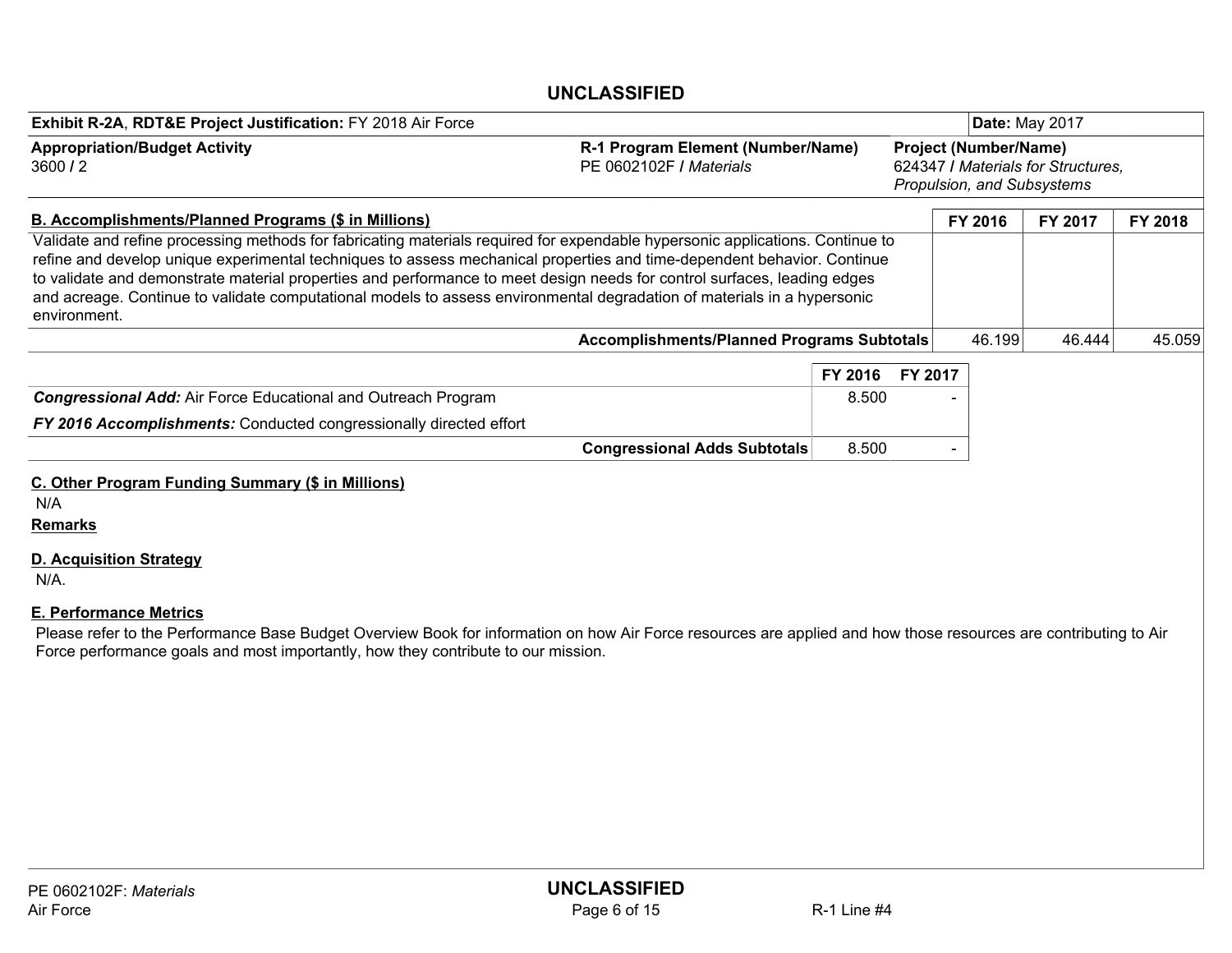| **Exhibit R-2A**, **RDT&E Project Justification:** FY 2018 Air Force | | **Date:** May 2017 |
|---|---|---|
| **Appropriation/Budget Activity**<br>3600 / 2 | **R-1 Program Element (Number/Name)**<br>PE 0602102F / *Materials* | **Project (Number/Name)**<br>624347 / *Materials for Structures, Propulsion, and Subsystems* |

| **B. Accomplishments/Planned Programs ($ in Millions)** | **FY 2016** | **FY 2017** | **FY 2018** |
|---|---|---|---|
| Validate and refine processing methods for fabricating materials required for expendable hypersonic applications. Continue to refine and develop unique experimental techniques to assess mechanical properties and time-dependent behavior. Continue to validate and demonstrate material properties and performance to meet design needs for control surfaces, leading edges and acreage. Continue to validate computational models to assess environmental degradation of materials in a hypersonic environment. | | | |
| **Accomplishments/Planned Programs Subtotals** | 46.199 | 46.444 | 45.059 |

| | **FY 2016** | **FY 2017** |
|---|---|---|
| ***Congressional Add:*** Air Force Educational and Outreach Program | 8.500 | - |
| ***FY 2016 Accomplishments:*** Conducted congressionally directed effort | | |
| **Congressional Adds Subtotals** | 8.500 | - |

**C. Other Program Funding Summary ($ in Millions)**

N/A

**Remarks**

**D. Acquisition Strategy**

N/A.

**E. Performance Metrics**

Please refer to the Performance Base Budget Overview Book for information on how Air Force resources are applied and how those resources are contributing to Air Force performance goals and most importantly, how they contribute to our mission.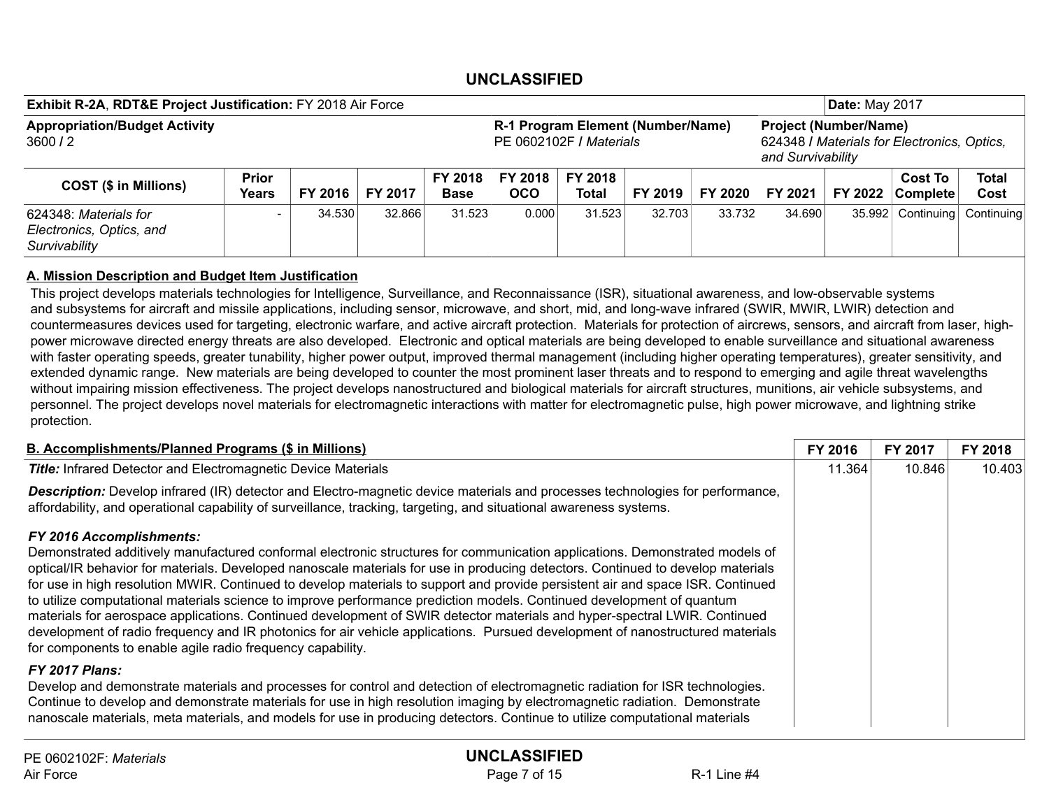## UNCLASSIFIED

| **Exhibit R-2A, RDT&E Project Justification:** FY 2018 Air Force | | | **Date:** May 2017 |
|---|---|---|---|
| **Appropriation/Budget Activity** 3600 / 2 | **R-1 Program Element (Number/Name)** PE 0602102F / *Materials* | **Project (Number/Name)** 624348 / *Materials for Electronics, Optics, and Survivability* | |

| COST ($ in Millions) | Prior Years | FY 2016 | FY 2017 | FY 2018 Base | FY 2018 OCO | FY 2018 Total | FY 2019 | FY 2020 | FY 2021 | FY 2022 | Cost To Complete | Total Cost |
|---|---|---|---|---|---|---|---|---|---|---|---|---|
| 624348: *Materials for Electronics, Optics, and Survivability* | - | 34.530 | 32.866 | 31.523 | 0.000 | 31.523 | 32.703 | 33.732 | 34.690 | 35.992 | Continuing | Continuing |

### A. Mission Description and Budget Item Justification

This project develops materials technologies for Intelligence, Surveillance, and Reconnaissance (ISR), situational awareness, and low-observable systems and subsystems for aircraft and missile applications, including sensor, microwave, and short, mid, and long-wave infrared (SWIR, MWIR, LWIR) detection and countermeasures devices used for targeting, electronic warfare, and active aircraft protection. Materials for protection of aircrews, sensors, and aircraft from laser, high-power microwave directed energy threats are also developed. Electronic and optical materials are being developed to enable surveillance and situational awareness with faster operating speeds, greater tunability, higher power output, improved thermal management (including higher operating temperatures), greater sensitivity, and extended dynamic range. New materials are being developed to counter the most prominent laser threats and to respond to emerging and agile threat wavelengths without impairing mission effectiveness. The project develops nanostructured and biological materials for aircraft structures, munitions, air vehicle subsystems, and personnel. The project develops novel materials for electromagnetic interactions with matter for electromagnetic pulse, high power microwave, and lightning strike protection.

| **B. Accomplishments/Planned Programs ($ in Millions)** | FY 2016 | FY 2017 | FY 2018 |
|---|---|---|---|
| ***Title:*** Infrared Detector and Electromagnetic Device Materials | 11.364 | 10.846 | 10.403 |
| ***Description:*** Develop infrared (IR) detector and Electro-magnetic device materials and processes technologies for performance, affordability, and operational capability of surveillance, tracking, targeting, and situational awareness systems.<br><br>***FY 2016 Accomplishments:***<br>Demonstrated additively manufactured conformal electronic structures for communication applications. Demonstrated models of optical/IR behavior for materials. Developed nanoscale materials for use in producing detectors. Continued to develop materials for use in high resolution MWIR. Continued to develop materials to support and provide persistent air and space ISR. Continued to utilize computational materials science to improve performance prediction models. Continued development of quantum materials for aerospace applications. Continued development of SWIR detector materials and hyper-spectral LWIR. Continued development of radio frequency and IR photonics for air vehicle applications. Pursued development of nanostructured materials for components to enable agile radio frequency capability.<br><br>***FY 2017 Plans:***<br>Develop and demonstrate materials and processes for control and detection of electromagnetic radiation for ISR technologies. Continue to develop and demonstrate materials for use in high resolution imaging by electromagnetic radiation. Demonstrate nanoscale materials, meta materials, and models for use in producing detectors. Continue to utilize computational materials | | | |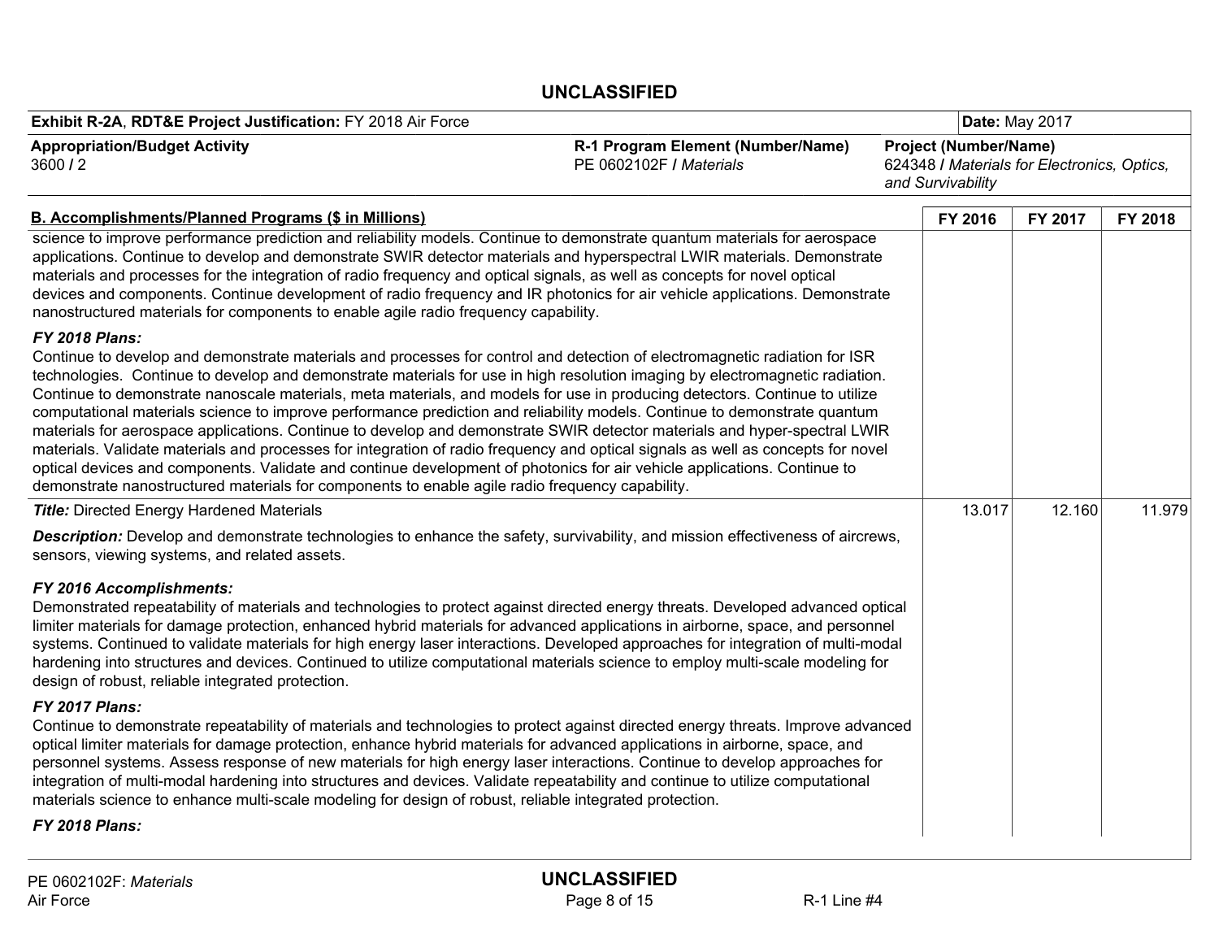**UNCLASSIFIED**

| Exhibit R-2A, RDT&E Project Justification: FY 2018 Air Force | | Date: May 2017 |
|---|---|---|
| **Appropriation/Budget Activity**<br>3600 / 2 | **R-1 Program Element (Number/Name)**<br>PE 0602102F / *Materials* | **Project (Number/Name)**<br>624348 / *Materials for Electronics, Optics, and Survivability* |

| B. Accomplishments/Planned Programs ($ in Millions) | FY 2016 | FY 2017 | FY 2018 |
|---|---|---|---|
| science to improve performance prediction and reliability models. Continue to demonstrate quantum materials for aerospace applications. Continue to develop and demonstrate SWIR detector materials and hyperspectral LWIR materials. Demonstrate materials and processes for the integration of radio frequency and optical signals, as well as concepts for novel optical devices and components. Continue development of radio frequency and IR photonics for air vehicle applications. Demonstrate nanostructured materials for components to enable agile radio frequency capability.<br><br>***FY 2018 Plans:***<br>Continue to develop and demonstrate materials and processes for control and detection of electromagnetic radiation for ISR technologies. Continue to develop and demonstrate materials for use in high resolution imaging by electromagnetic radiation. Continue to demonstrate nanoscale materials, meta materials, and models for use in producing detectors. Continue to utilize computational materials science to improve performance prediction and reliability models. Continue to demonstrate quantum materials for aerospace applications. Continue to develop and demonstrate SWIR detector materials and hyper-spectral LWIR materials. Validate materials and processes for integration of radio frequency and optical signals as well as concepts for novel optical devices and components. Validate and continue development of photonics for air vehicle applications. Continue to demonstrate nanostructured materials for components to enable agile radio frequency capability. | | | |
| ***Title:*** Directed Energy Hardened Materials<br><br>***Description:*** Develop and demonstrate technologies to enhance the safety, survivability, and mission effectiveness of aircrews, sensors, viewing systems, and related assets.<br><br>***FY 2016 Accomplishments:***<br>Demonstrated repeatability of materials and technologies to protect against directed energy threats. Developed advanced optical limiter materials for damage protection, enhanced hybrid materials for advanced applications in airborne, space, and personnel systems. Continued to validate materials for high energy laser interactions. Developed approaches for integration of multi-modal hardening into structures and devices. Continued to utilize computational materials science to employ multi-scale modeling for design of robust, reliable integrated protection.<br><br>***FY 2017 Plans:***<br>Continue to demonstrate repeatability of materials and technologies to protect against directed energy threats. Improve advanced optical limiter materials for damage protection, enhance hybrid materials for advanced applications in airborne, space, and personnel systems. Assess response of new materials for high energy laser interactions. Continue to develop approaches for integration of multi-modal hardening into structures and devices. Validate repeatability and continue to utilize computational materials science to enhance multi-scale modeling for design of robust, reliable integrated protection.<br><br>***FY 2018 Plans:*** | 13.017 | 12.160 | 11.979 |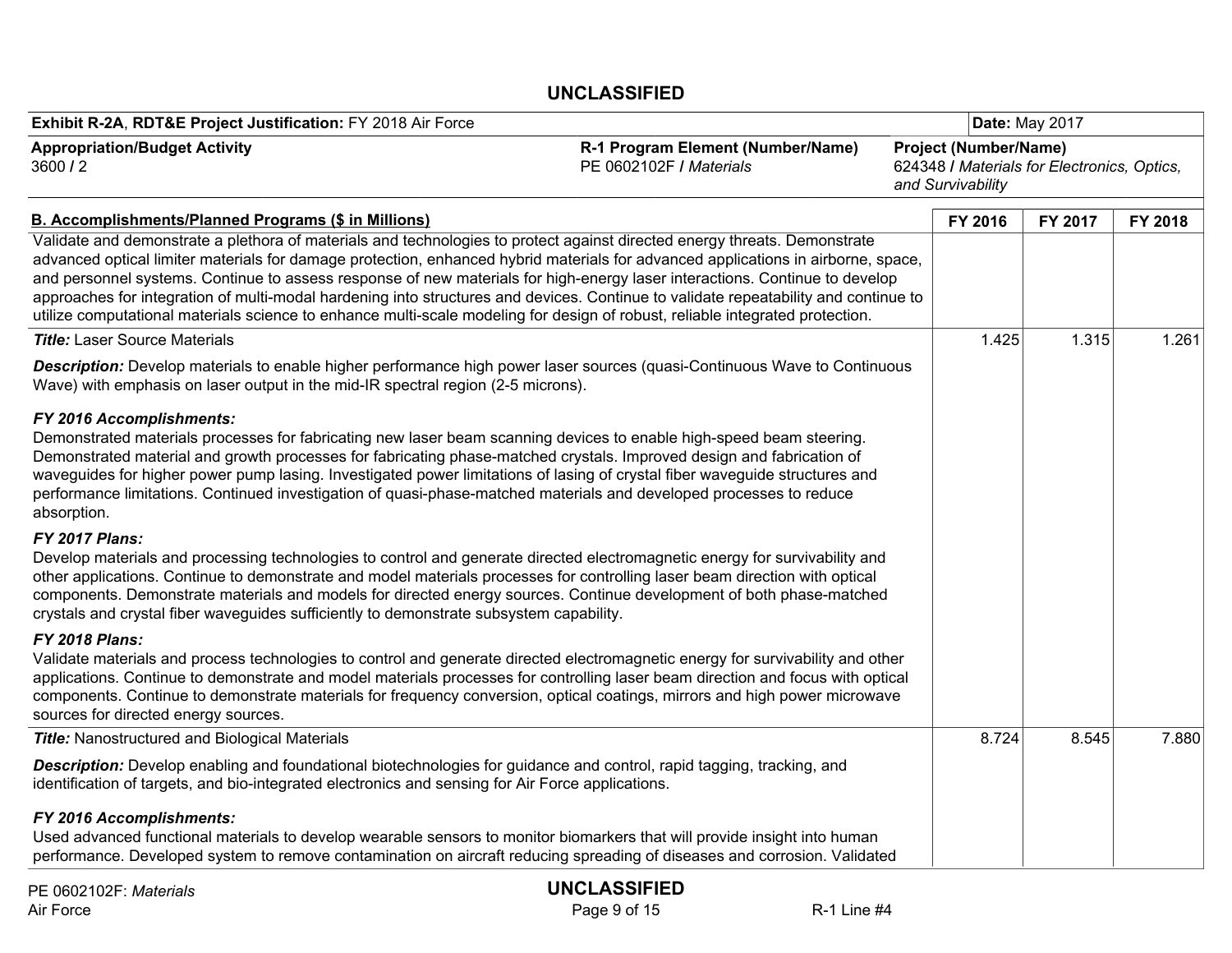**UNCLASSIFIED**

| **Exhibit R-2A, RDT&E Project Justification:** FY 2018 Air Force | | **Date:** May 2017 |
|---|---|---|
| **Appropriation/Budget Activity**<br>3600 / 2 | **R-1 Program Element (Number/Name)**<br>PE 0602102F / *Materials* | **Project (Number/Name)**<br>624348 / *Materials for Electronics, Optics, and Survivability* |

| **B. Accomplishments/Planned Programs ($ in Millions)** | **FY 2016** | **FY 2017** | **FY 2018** |
|---|---|---|---|
| Validate and demonstrate a plethora of materials and technologies to protect against directed energy threats. Demonstrate advanced optical limiter materials for damage protection, enhanced hybrid materials for advanced applications in airborne, space, and personnel systems. Continue to assess response of new materials for high-energy laser interactions. Continue to develop approaches for integration of multi-modal hardening into structures and devices. Continue to validate repeatability and continue to utilize computational materials science to enhance multi-scale modeling for design of robust, reliable integrated protection. | | | |
| ***Title:*** Laser Source Materials<br><br>***Description:*** Develop materials to enable higher performance high power laser sources (quasi-Continuous Wave to Continuous Wave) with emphasis on laser output in the mid-IR spectral region (2-5 microns).<br><br>***FY 2016 Accomplishments:***<br>Demonstrated materials processes for fabricating new laser beam scanning devices to enable high-speed beam steering. Demonstrated material and growth processes for fabricating phase-matched crystals. Improved design and fabrication of waveguides for higher power pump lasing. Investigated power limitations of lasing of crystal fiber waveguide structures and performance limitations. Continued investigation of quasi-phase-matched materials and developed processes to reduce absorption.<br><br>***FY 2017 Plans:***<br>Develop materials and processing technologies to control and generate directed electromagnetic energy for survivability and other applications. Continue to demonstrate and model materials processes for controlling laser beam direction with optical components. Demonstrate materials and models for directed energy sources. Continue development of both phase-matched crystals and crystal fiber waveguides sufficiently to demonstrate subsystem capability.<br><br>***FY 2018 Plans:***<br>Validate materials and process technologies to control and generate directed electromagnetic energy for survivability and other applications. Continue to demonstrate and model materials processes for controlling laser beam direction and focus with optical components. Continue to demonstrate materials for frequency conversion, optical coatings, mirrors and high power microwave sources for directed energy sources. | 1.425 | 1.315 | 1.261 |
| ***Title:*** Nanostructured and Biological Materials<br><br>***Description:*** Develop enabling and foundational biotechnologies for guidance and control, rapid tagging, tracking, and identification of targets, and bio-integrated electronics and sensing for Air Force applications.<br><br>***FY 2016 Accomplishments:***<br>Used advanced functional materials to develop wearable sensors to monitor biomarkers that will provide insight into human performance. Developed system to remove contamination on aircraft reducing spreading of diseases and corrosion. Validated | 8.724 | 8.545 | 7.880 |

**UNCLASSIFIED**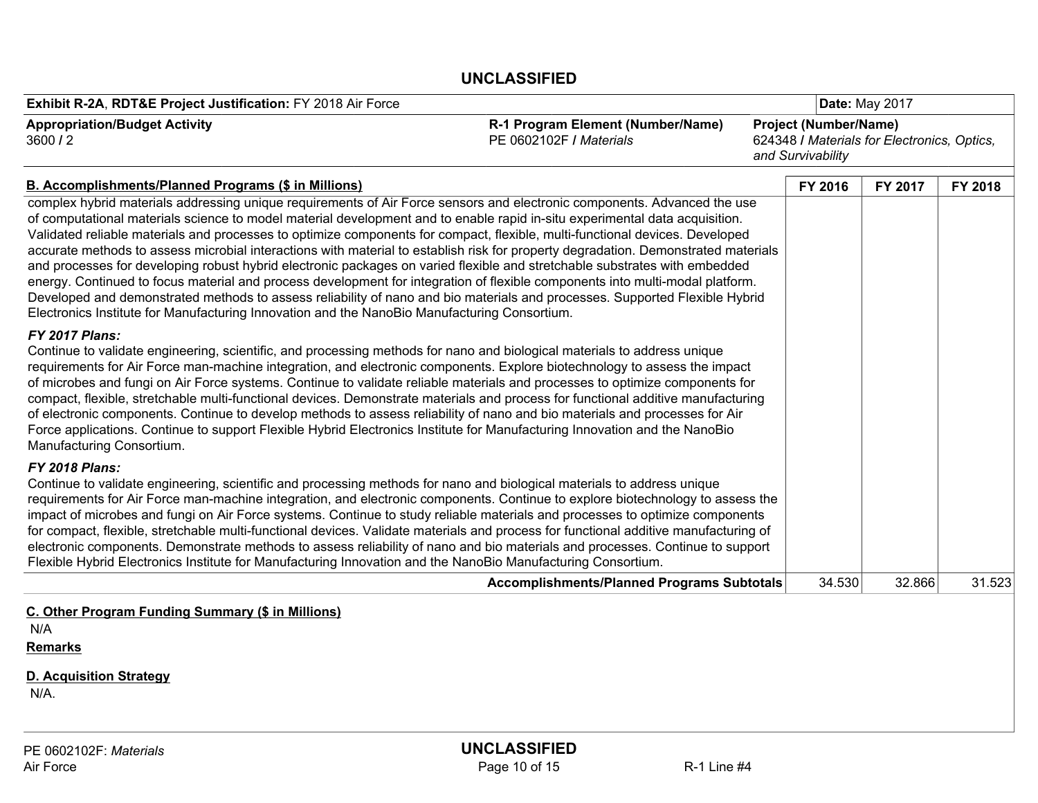**UNCLASSIFIED**

| Exhibit R-2A, RDT&E Project Justification: FY 2018 Air Force | | Date: May 2017 |
|---|---|---|
| **Appropriation/Budget Activity**<br>3600 / 2 | **R-1 Program Element (Number/Name)**<br>PE 0602102F / *Materials* | **Project (Number/Name)**<br>624348 / *Materials for Electronics, Optics, and Survivability* |

| B. Accomplishments/Planned Programs ($ in Millions) | FY 2016 | FY 2017 | FY 2018 |
|---|---|---|---|
| complex hybrid materials addressing unique requirements of Air Force sensors and electronic components. Advanced the use of computational materials science to model material development and to enable rapid in-situ experimental data acquisition. Validated reliable materials and processes to optimize components for compact, flexible, multi-functional devices. Developed accurate methods to assess microbial interactions with material to establish risk for property degradation. Demonstrated materials and processes for developing robust hybrid electronic packages on varied flexible and stretchable substrates with embedded energy. Continued to focus material and process development for integration of flexible components into multi-modal platform. Developed and demonstrated methods to assess reliability of nano and bio materials and processes. Supported Flexible Hybrid Electronics Institute for Manufacturing Innovation and the NanoBio Manufacturing Consortium.<br><br>***FY 2017 Plans:***<br>Continue to validate engineering, scientific, and processing methods for nano and biological materials to address unique requirements for Air Force man-machine integration, and electronic components. Explore biotechnology to assess the impact of microbes and fungi on Air Force systems. Continue to validate reliable materials and processes to optimize components for compact, flexible, stretchable multi-functional devices. Demonstrate materials and process for functional additive manufacturing of electronic components. Continue to develop methods to assess reliability of nano and bio materials and processes for Air Force applications. Continue to support Flexible Hybrid Electronics Institute for Manufacturing Innovation and the NanoBio Manufacturing Consortium.<br><br>***FY 2018 Plans:***<br>Continue to validate engineering, scientific and processing methods for nano and biological materials to address unique requirements for Air Force man-machine integration, and electronic components. Continue to explore biotechnology to assess the impact of microbes and fungi on Air Force systems. Continue to study reliable materials and processes to optimize components for compact, flexible, stretchable multi-functional devices. Validate materials and process for functional additive manufacturing of electronic components. Demonstrate methods to assess reliability of nano and bio materials and processes. Continue to support Flexible Hybrid Electronics Institute for Manufacturing Innovation and the NanoBio Manufacturing Consortium. | | | |
| **Accomplishments/Planned Programs Subtotals** | 34.530 | 32.866 | 31.523 |

## C. Other Program Funding Summary ($ in Millions)

N/A

**Remarks**

## D. Acquisition Strategy

N/A.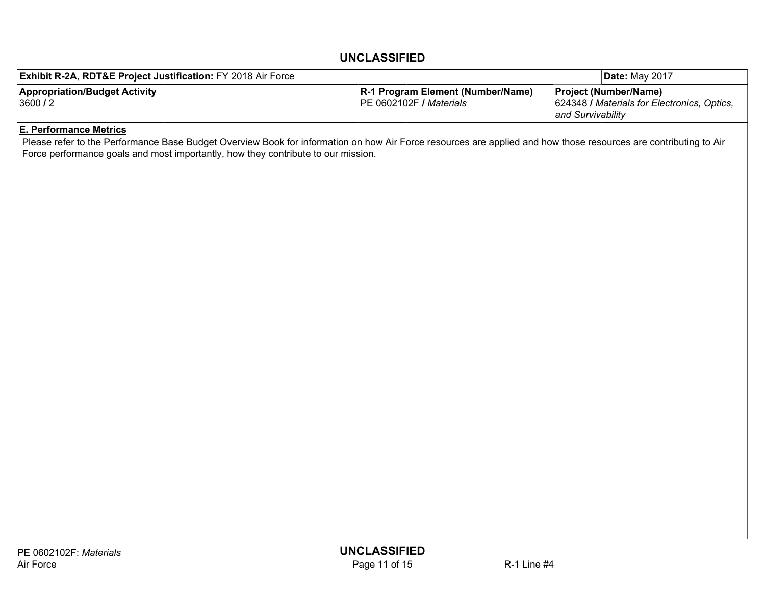| **Exhibit R-2A**, **RDT&E Project Justification:** FY 2018 Air Force | | **Date:** May 2017 |
|---|---|---|
| **Appropriation/Budget Activity**<br>3600 / 2 | **R-1 Program Element (Number/Name)**<br>PE 0602102F / *Materials* | **Project (Number/Name)**<br>624348 / *Materials for Electronics, Optics, and Survivability* |

**E. Performance Metrics**

Please refer to the Performance Base Budget Overview Book for information on how Air Force resources are applied and how those resources are contributing to Air Force performance goals and most importantly, how they contribute to our mission.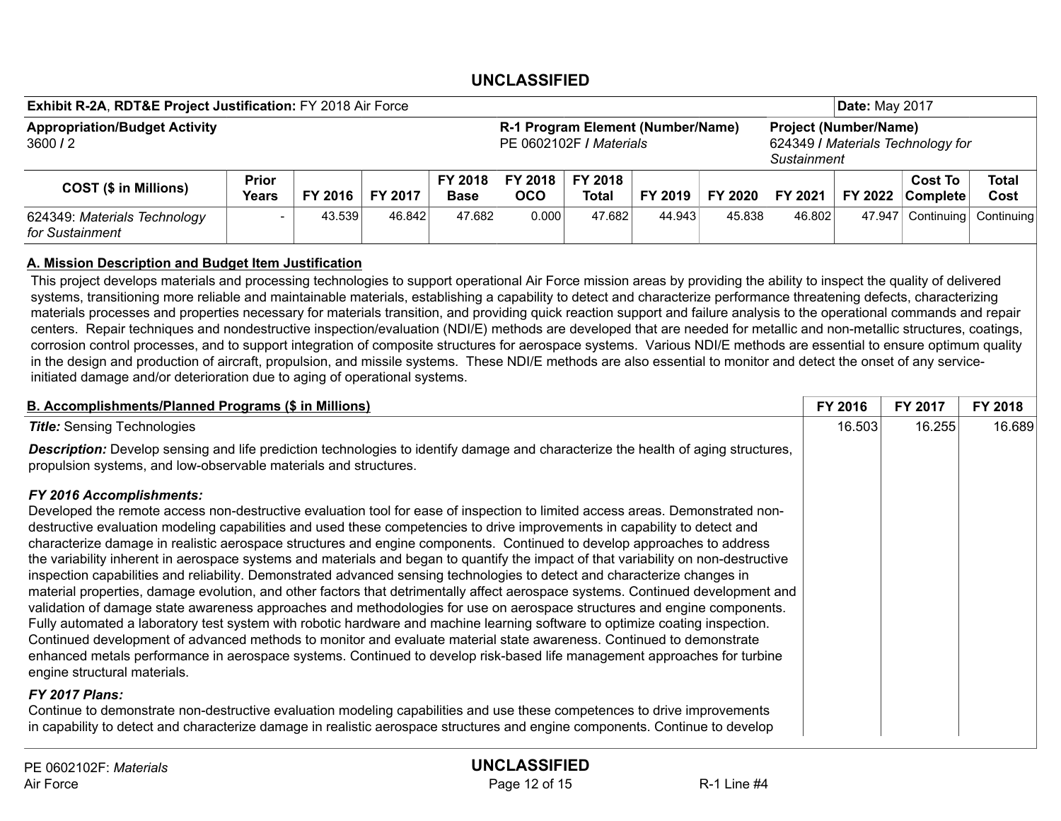**UNCLASSIFIED**

| **Exhibit R-2A, RDT&E Project Justification:** FY 2018 Air Force | | | **Date:** May 2017 |
|---|---|---|---|
| **Appropriation/Budget Activity**<br>3600 / 2 | **R-1 Program Element (Number/Name)**<br>PE 0602102F / *Materials* | **Project (Number/Name)**<br>624349 / *Materials Technology for Sustainment* | |

| COST ($ in Millions) | Prior Years | FY 2016 | FY 2017 | FY 2018 Base | FY 2018 OCO | FY 2018 Total | FY 2019 | FY 2020 | FY 2021 | FY 2022 | Cost To Complete | Total Cost |
|---|---|---|---|---|---|---|---|---|---|---|---|---|
| 624349: *Materials Technology for Sustainment* | - | 43.539 | 46.842 | 47.682 | 0.000 | 47.682 | 44.943 | 45.838 | 46.802 | 47.947 | Continuing | Continuing |

## A. Mission Description and Budget Item Justification

This project develops materials and processing technologies to support operational Air Force mission areas by providing the ability to inspect the quality of delivered systems, transitioning more reliable and maintainable materials, establishing a capability to detect and characterize performance threatening defects, characterizing materials processes and properties necessary for materials transition, and providing quick reaction support and failure analysis to the operational commands and repair centers. Repair techniques and nondestructive inspection/evaluation (NDI/E) methods are developed that are needed for metallic and non-metallic structures, coatings, corrosion control processes, and to support integration of composite structures for aerospace systems. Various NDI/E methods are essential to ensure optimum quality in the design and production of aircraft, propulsion, and missile systems. These NDI/E methods are also essential to monitor and detect the onset of any service-initiated damage and/or deterioration due to aging of operational systems.

| B. Accomplishments/Planned Programs ($ in Millions) | FY 2016 | FY 2017 | FY 2018 |
|---|---|---|---|
| ***Title:*** Sensing Technologies | 16.503 | 16.255 | 16.689 |
| ***Description:*** Develop sensing and life prediction technologies to identify damage and characterize the health of aging structures, propulsion systems, and low-observable materials and structures.<br><br>***FY 2016 Accomplishments:***<br>Developed the remote access non-destructive evaluation tool for ease of inspection to limited access areas. Demonstrated non-destructive evaluation modeling capabilities and used these competencies to drive improvements in capability to detect and characterize damage in realistic aerospace structures and engine components. Continued to develop approaches to address the variability inherent in aerospace systems and materials and began to quantify the impact of that variability on non-destructive inspection capabilities and reliability. Demonstrated advanced sensing technologies to detect and characterize changes in material properties, damage evolution, and other factors that detrimentally affect aerospace systems. Continued development and validation of damage state awareness approaches and methodologies for use on aerospace structures and engine components. Fully automated a laboratory test system with robotic hardware and machine learning software to optimize coating inspection. Continued development of advanced methods to monitor and evaluate material state awareness. Continued to demonstrate enhanced metals performance in aerospace systems. Continued to develop risk-based life management approaches for turbine engine structural materials.<br><br>***FY 2017 Plans:***<br>Continue to demonstrate non-destructive evaluation modeling capabilities and use these competences to drive improvements in capability to detect and characterize damage in realistic aerospace structures and engine components. Continue to develop | | | |

**UNCLASSIFIED**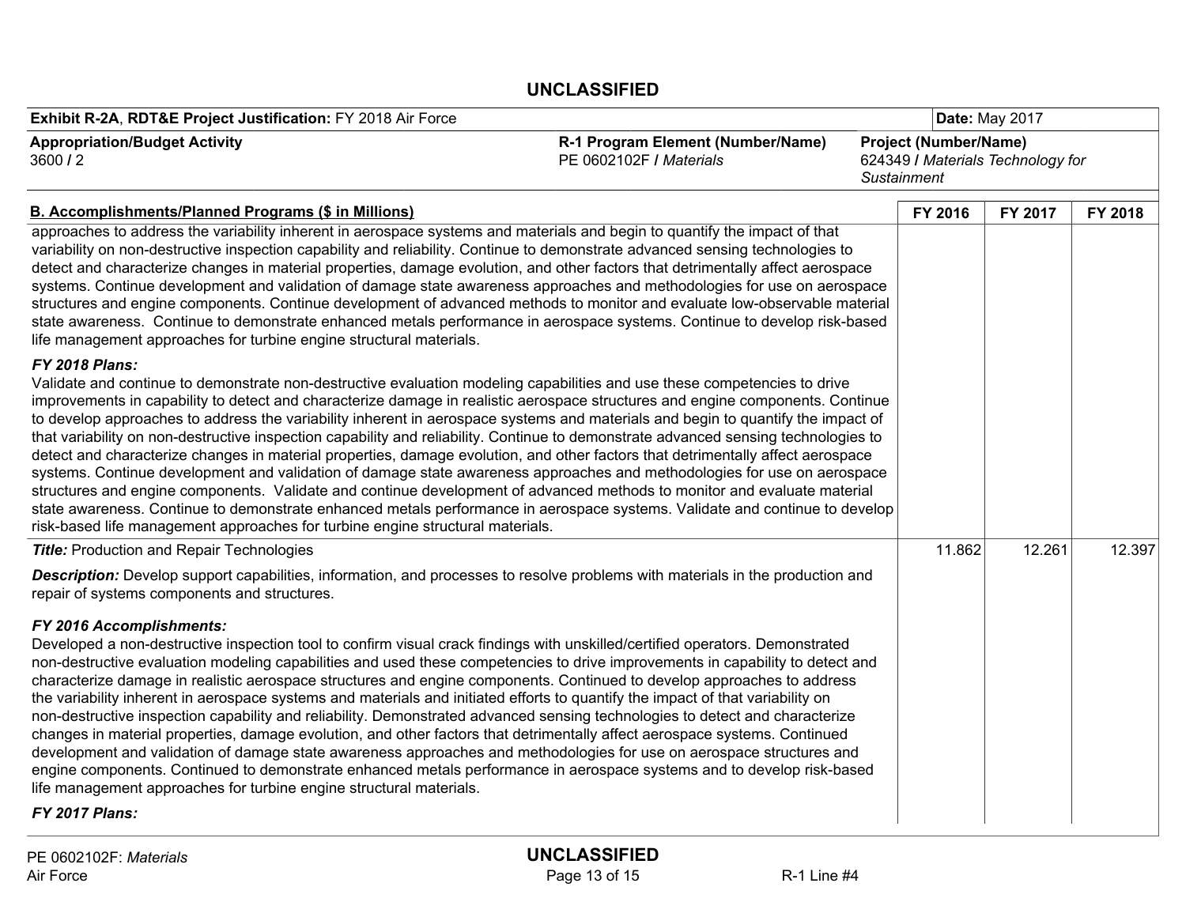**UNCLASSIFIED**

| **Exhibit R-2A, RDT&E Project Justification:** FY 2018 Air Force | | | **Date:** May 2017 |
|---|---|---|---|
| **Appropriation/Budget Activity** 3600 / 2 | **R-1 Program Element (Number/Name)** PE 0602102F / *Materials* | **Project (Number/Name)** 624349 / *Materials Technology for Sustainment* | |

| **B. Accomplishments/Planned Programs ($ in Millions)** | **FY 2016** | **FY 2017** | **FY 2018** |
|---|---|---|---|
| approaches to address the variability inherent in aerospace systems and materials and begin to quantify the impact of that variability on non-destructive inspection capability and reliability. Continue to demonstrate advanced sensing technologies to detect and characterize changes in material properties, damage evolution, and other factors that detrimentally affect aerospace systems. Continue development and validation of damage state awareness approaches and methodologies for use on aerospace structures and engine components. Continue development of advanced methods to monitor and evaluate low-observable material state awareness. Continue to demonstrate enhanced metals performance in aerospace systems. Continue to develop risk-based life management approaches for turbine engine structural materials.<br><br>***FY 2018 Plans:***<br>Validate and continue to demonstrate non-destructive evaluation modeling capabilities and use these competencies to drive improvements in capability to detect and characterize damage in realistic aerospace structures and engine components. Continue to develop approaches to address the variability inherent in aerospace systems and materials and begin to quantify the impact of that variability on non-destructive inspection capability and reliability. Continue to demonstrate advanced sensing technologies to detect and characterize changes in material properties, damage evolution, and other factors that detrimentally affect aerospace systems. Continue development and validation of damage state awareness approaches and methodologies for use on aerospace structures and engine components. Validate and continue development of advanced methods to monitor and evaluate material state awareness. Continue to demonstrate enhanced metals performance in aerospace systems. Validate and continue to develop risk-based life management approaches for turbine engine structural materials. | | | |
| ***Title:*** Production and Repair Technologies<br><br>***Description:*** Develop support capabilities, information, and processes to resolve problems with materials in the production and repair of systems components and structures.<br><br>***FY 2016 Accomplishments:***<br>Developed a non-destructive inspection tool to confirm visual crack findings with unskilled/certified operators. Demonstrated non-destructive evaluation modeling capabilities and used these competencies to drive improvements in capability to detect and characterize damage in realistic aerospace structures and engine components. Continued to develop approaches to address the variability inherent in aerospace systems and materials and initiated efforts to quantify the impact of that variability on non-destructive inspection capability and reliability. Demonstrated advanced sensing technologies to detect and characterize changes in material properties, damage evolution, and other factors that detrimentally affect aerospace systems. Continued development and validation of damage state awareness approaches and methodologies for use on aerospace structures and engine components. Continued to demonstrate enhanced metals performance in aerospace systems and to develop risk-based life management approaches for turbine engine structural materials.<br><br>***FY 2017 Plans:*** | 11.862 | 12.261 | 12.397 |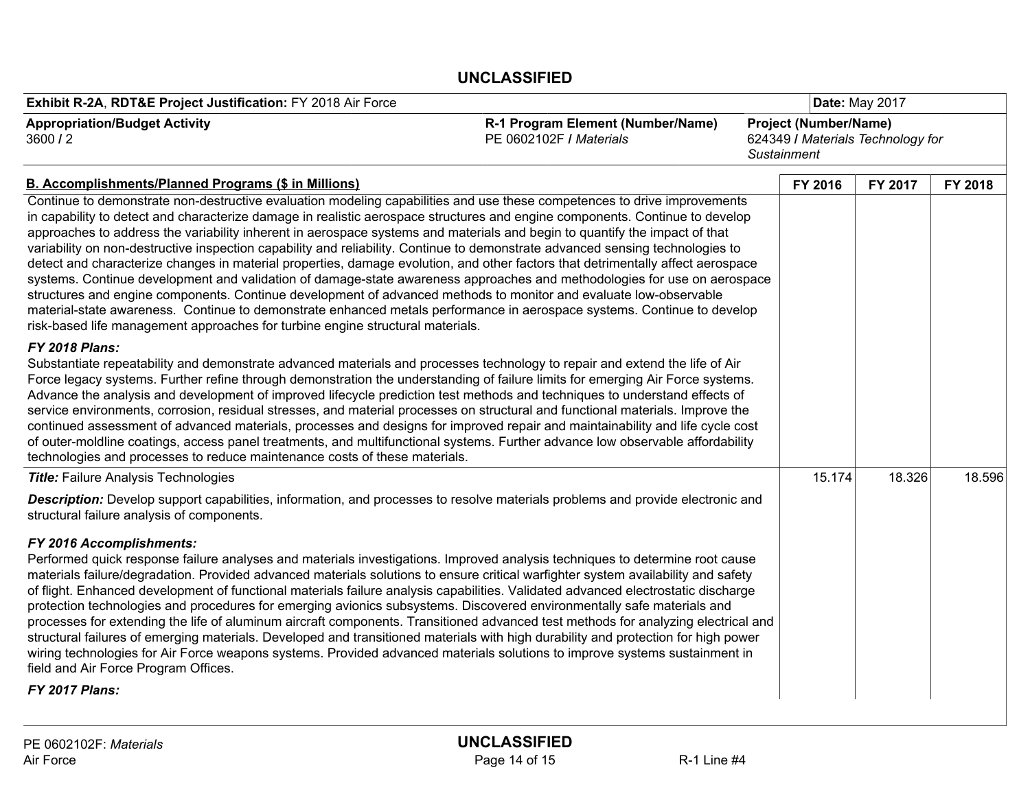**Exhibit R-2A, RDT&E Project Justification:** FY 2018 Air Force | **Date:** May 2017

**Appropriation/Budget Activity**
3600 / 2

**R-1 Program Element (Number/Name)**
PE 0602102F / *Materials*

**Project (Number/Name)**
624349 / *Materials Technology for Sustainment*

| B. Accomplishments/Planned Programs ($ in Millions) | FY 2016 | FY 2017 | FY 2018 |
|---|---|---|---|
| Continue to demonstrate non-destructive evaluation modeling capabilities and use these competences to drive improvements in capability to detect and characterize damage in realistic aerospace structures and engine components. Continue to develop approaches to address the variability inherent in aerospace systems and materials and begin to quantify the impact of that variability on non-destructive inspection capability and reliability. Continue to demonstrate advanced sensing technologies to detect and characterize changes in material properties, damage evolution, and other factors that detrimentally affect aerospace systems. Continue development and validation of damage-state awareness approaches and methodologies for use on aerospace structures and engine components. Continue development of advanced methods to monitor and evaluate low-observable material-state awareness. Continue to demonstrate enhanced metals performance in aerospace systems. Continue to develop risk-based life management approaches for turbine engine structural materials.<br><br>***FY 2018 Plans:***<br>Substantiate repeatability and demonstrate advanced materials and processes technology to repair and extend the life of Air Force legacy systems. Further refine through demonstration the understanding of failure limits for emerging Air Force systems. Advance the analysis and development of improved lifecycle prediction test methods and techniques to understand effects of service environments, corrosion, residual stresses, and material processes on structural and functional materials. Improve the continued assessment of advanced materials, processes and designs for improved repair and maintainability and life cycle cost of outer-moldline coatings, access panel treatments, and multifunctional systems. Further advance low observable affordability technologies and processes to reduce maintenance costs of these materials. | | | |
| ***Title:*** Failure Analysis Technologies<br><br>***Description:*** Develop support capabilities, information, and processes to resolve materials problems and provide electronic and structural failure analysis of components.<br><br>***FY 2016 Accomplishments:***<br>Performed quick response failure analyses and materials investigations. Improved analysis techniques to determine root cause materials failure/degradation. Provided advanced materials solutions to ensure critical warfighter system availability and safety of flight. Enhanced development of functional materials failure analysis capabilities. Validated advanced electrostatic discharge protection technologies and procedures for emerging avionics subsystems. Discovered environmentally safe materials and processes for extending the life of aluminum aircraft components. Transitioned advanced test methods for analyzing electrical and structural failures of emerging materials. Developed and transitioned materials with high durability and protection for high power wiring technologies for Air Force weapons systems. Provided advanced materials solutions to improve systems sustainment in field and Air Force Program Offices.<br><br>***FY 2017 Plans:*** | 15.174 | 18.326 | 18.596 |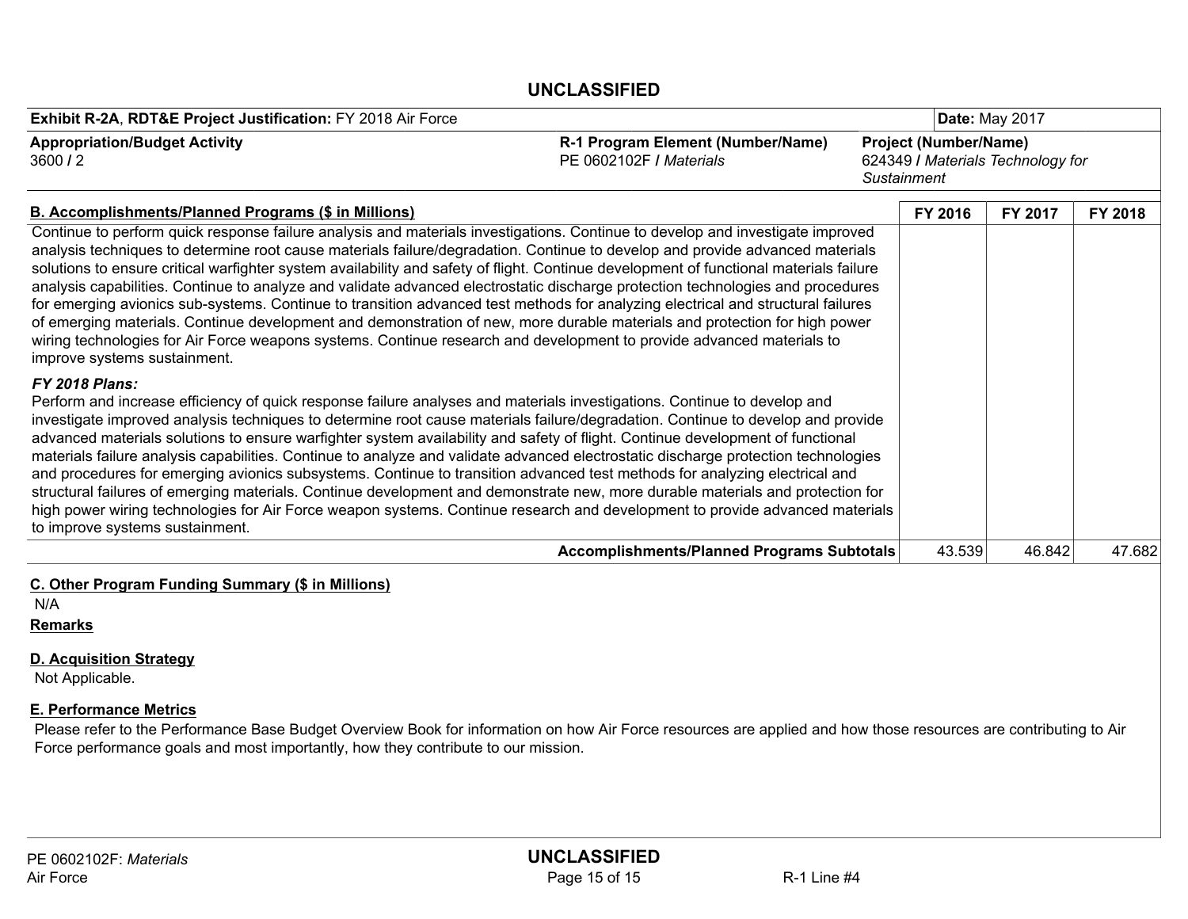**UNCLASSIFIED**

| Exhibit R-2A, RDT&E Project Justification: FY 2018 Air Force | | Date: May 2017 |
|---|---|---|
| **Appropriation/Budget Activity** 3600 / 2 | **R-1 Program Element (Number/Name)** PE 0602102F / *Materials* | **Project (Number/Name)** 624349 / *Materials Technology for Sustainment* |

| B. Accomplishments/Planned Programs ($ in Millions) | FY 2016 | FY 2017 | FY 2018 |
|---|---|---|---|
| Continue to perform quick response failure analysis and materials investigations. Continue to develop and investigate improved analysis techniques to determine root cause materials failure/degradation. Continue to develop and provide advanced materials solutions to ensure critical warfighter system availability and safety of flight. Continue development of functional materials failure analysis capabilities. Continue to analyze and validate advanced electrostatic discharge protection technologies and procedures for emerging avionics sub-systems. Continue to transition advanced test methods for analyzing electrical and structural failures of emerging materials. Continue development and demonstration of new, more durable materials and protection for high power wiring technologies for Air Force weapons systems. Continue research and development to provide advanced materials to improve systems sustainment.<br><br>***FY 2018 Plans:***<br>Perform and increase efficiency of quick response failure analyses and materials investigations. Continue to develop and investigate improved analysis techniques to determine root cause materials failure/degradation. Continue to develop and provide advanced materials solutions to ensure warfighter system availability and safety of flight. Continue development of functional materials failure analysis capabilities. Continue to analyze and validate advanced electrostatic discharge protection technologies and procedures for emerging avionics subsystems. Continue to transition advanced test methods for analyzing electrical and structural failures of emerging materials. Continue development and demonstrate new, more durable materials and protection for high power wiring technologies for Air Force weapon systems. Continue research and development to provide advanced materials to improve systems sustainment. | | | |
| **Accomplishments/Planned Programs Subtotals** | 43.539 | 46.842 | 47.682 |

## C. Other Program Funding Summary ($ in Millions)

N/A

**Remarks**

## D. Acquisition Strategy

Not Applicable.

## E. Performance Metrics

Please refer to the Performance Base Budget Overview Book for information on how Air Force resources are applied and how those resources are contributing to Air Force performance goals and most importantly, how they contribute to our mission.